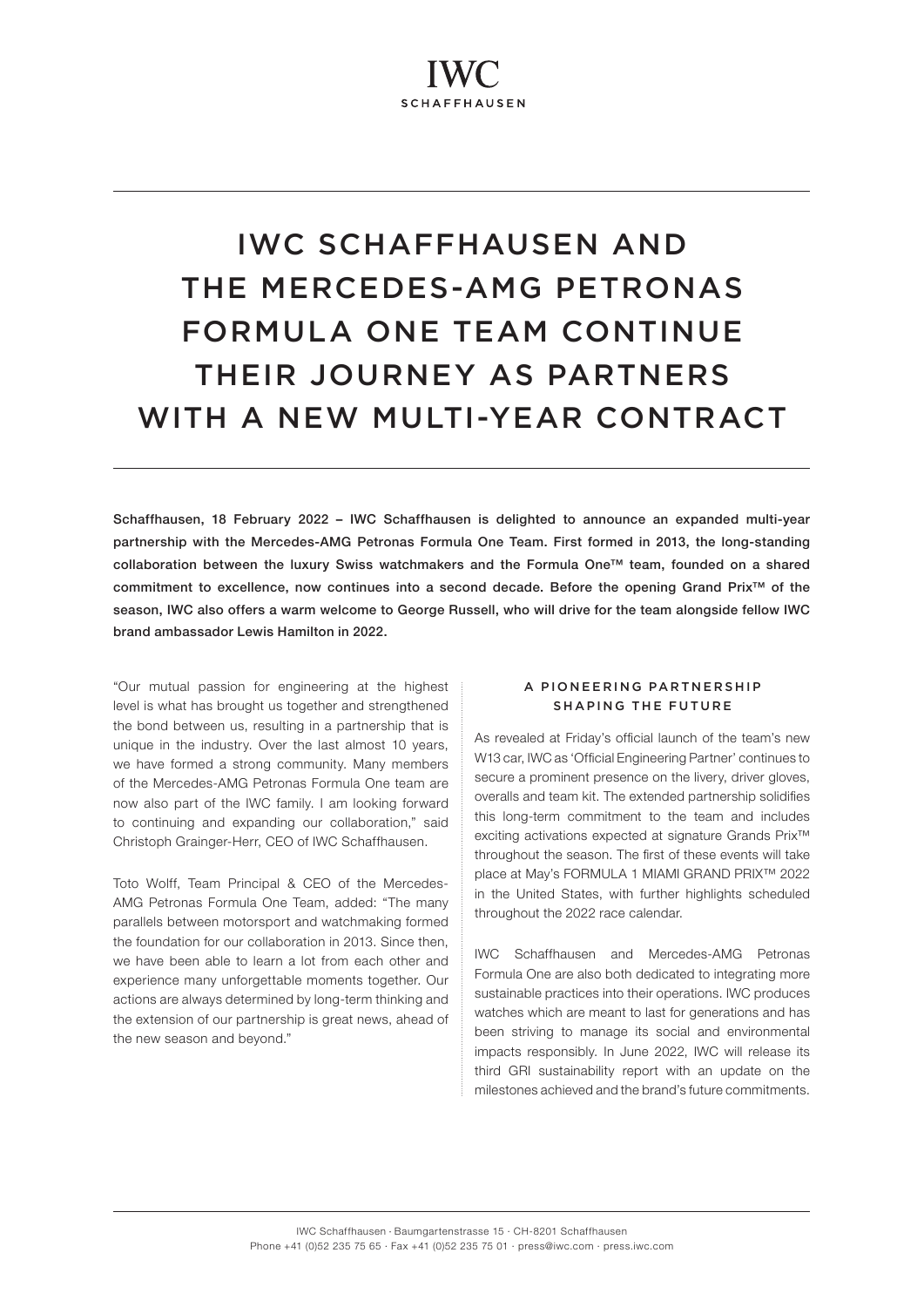IWC
SCHAFFHAUSEN

# IWC SCHAFFHAUSEN AND THE MERCEDES-AMG PETRONAS FORMULA ONE TEAM CONTINUE THEIR JOURNEY AS PARTNERS WITH A NEW MULTI-YEAR CONTRACT

**Schaffhausen, 18 February 2022 – IWC Schaffhausen is delighted to announce an expanded multi-year partnership with the Mercedes-AMG Petronas Formula One Team. First formed in 2013, the long-standing collaboration between the luxury Swiss watchmakers and the Formula One™ team, founded on a shared commitment to excellence, now continues into a second decade. Before the opening Grand Prix™ of the season, IWC also offers a warm welcome to George Russell, who will drive for the team alongside fellow IWC brand ambassador Lewis Hamilton in 2022.**

"Our mutual passion for engineering at the highest level is what has brought us together and strengthened the bond between us, resulting in a partnership that is unique in the industry. Over the last almost 10 years, we have formed a strong community. Many members of the Mercedes-AMG Petronas Formula One team are now also part of the IWC family. I am looking forward to continuing and expanding our collaboration," said Christoph Grainger-Herr, CEO of IWC Schaffhausen.

Toto Wolff, Team Principal & CEO of the Mercedes-AMG Petronas Formula One Team, added: "The many parallels between motorsport and watchmaking formed the foundation for our collaboration in 2013. Since then, we have been able to learn a lot from each other and experience many unforgettable moments together. Our actions are always determined by long-term thinking and the extension of our partnership is great news, ahead of the new season and beyond."

## A PIONEERING PARTNERSHIP SHAPING THE FUTURE

As revealed at Friday's official launch of the team's new W13 car, IWC as 'Official Engineering Partner' continues to secure a prominent presence on the livery, driver gloves, overalls and team kit. The extended partnership solidifies this long-term commitment to the team and includes exciting activations expected at signature Grands Prix™ throughout the season. The first of these events will take place at May's FORMULA 1 MIAMI GRAND PRIX™ 2022 in the United States, with further highlights scheduled throughout the 2022 race calendar.

IWC Schaffhausen and Mercedes-AMG Petronas Formula One are also both dedicated to integrating more sustainable practices into their operations. IWC produces watches which are meant to last for generations and has been striving to manage its social and environmental impacts responsibly. In June 2022, IWC will release its third GRI sustainability report with an update on the milestones achieved and the brand's future commitments.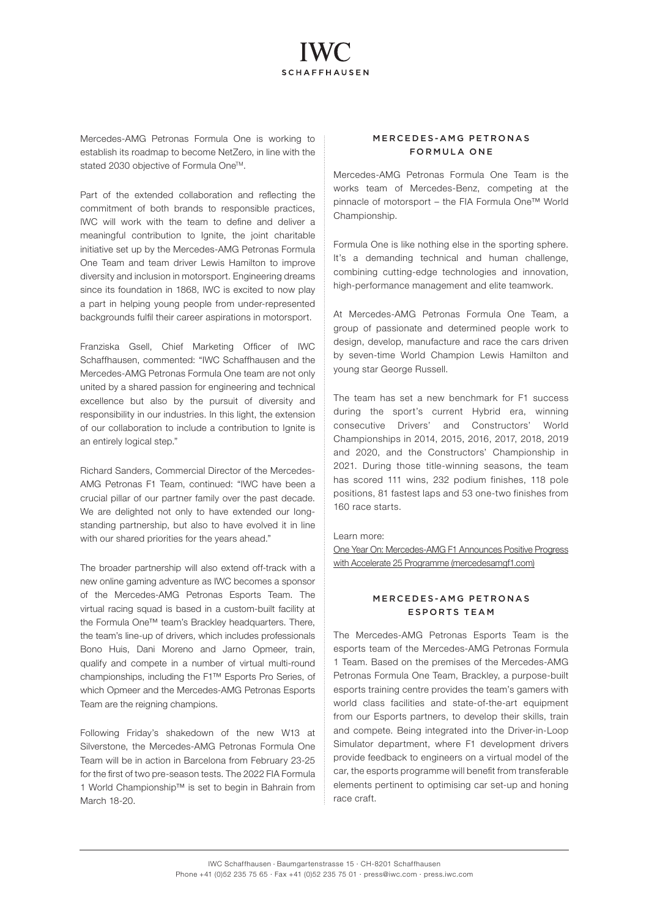Mercedes-AMG Petronas Formula One is working to establish its roadmap to become NetZero, in line with the stated 2030 objective of Formula One™.

Part of the extended collaboration and reflecting the commitment of both brands to responsible practices, IWC will work with the team to define and deliver a meaningful contribution to Ignite, the joint charitable initiative set up by the Mercedes-AMG Petronas Formula One Team and team driver Lewis Hamilton to improve diversity and inclusion in motorsport. Engineering dreams since its foundation in 1868, IWC is excited to now play a part in helping young people from under-represented backgrounds fulfil their career aspirations in motorsport.

Franziska Gsell, Chief Marketing Officer of IWC Schaffhausen, commented: "IWC Schaffhausen and the Mercedes-AMG Petronas Formula One team are not only united by a shared passion for engineering and technical excellence but also by the pursuit of diversity and responsibility in our industries. In this light, the extension of our collaboration to include a contribution to Ignite is an entirely logical step."

Richard Sanders, Commercial Director of the Mercedes-AMG Petronas F1 Team, continued: "IWC have been a crucial pillar of our partner family over the past decade. We are delighted not only to have extended our long-standing partnership, but also to have evolved it in line with our shared priorities for the years ahead."

The broader partnership will also extend off-track with a new online gaming adventure as IWC becomes a sponsor of the Mercedes-AMG Petronas Esports Team. The virtual racing squad is based in a custom-built facility at the Formula One™ team's Brackley headquarters. There, the team's line-up of drivers, which includes professionals Bono Huis, Dani Moreno and Jarno Opmeer, train, qualify and compete in a number of virtual multi-round championships, including the F1™ Esports Pro Series, of which Opmeer and the Mercedes-AMG Petronas Esports Team are the reigning champions.

Following Friday's shakedown of the new W13 at Silverstone, the Mercedes-AMG Petronas Formula One Team will be in action in Barcelona from February 23-25 for the first of two pre-season tests. The 2022 FIA Formula 1 World Championship™ is set to begin in Bahrain from March 18-20.

## MERCEDES-AMG PETRONAS FORMULA ONE

Mercedes-AMG Petronas Formula One Team is the works team of Mercedes-Benz, competing at the pinnacle of motorsport – the FIA Formula One™ World Championship.

Formula One is like nothing else in the sporting sphere. It's a demanding technical and human challenge, combining cutting-edge technologies and innovation, high-performance management and elite teamwork.

At Mercedes-AMG Petronas Formula One Team, a group of passionate and determined people work to design, develop, manufacture and race the cars driven by seven-time World Champion Lewis Hamilton and young star George Russell.

The team has set a new benchmark for F1 success during the sport's current Hybrid era, winning consecutive Drivers' and Constructors' World Championships in 2014, 2015, 2016, 2017, 2018, 2019 and 2020, and the Constructors' Championship in 2021. During those title-winning seasons, the team has scored 111 wins, 232 podium finishes, 118 pole positions, 81 fastest laps and 53 one-two finishes from 160 race starts.

Learn more:
One Year On: Mercedes-AMG F1 Announces Positive Progress with Accelerate 25 Programme (mercedesamgf1.com)

## MERCEDES-AMG PETRONAS ESPORTS TEAM

The Mercedes-AMG Petronas Esports Team is the esports team of the Mercedes-AMG Petronas Formula 1 Team. Based on the premises of the Mercedes-AMG Petronas Formula One Team, Brackley, a purpose-built esports training centre provides the team's gamers with world class facilities and state-of-the-art equipment from our Esports partners, to develop their skills, train and compete. Being integrated into the Driver-in-Loop Simulator department, where F1 development drivers provide feedback to engineers on a virtual model of the car, the esports programme will benefit from transferable elements pertinent to optimising car set-up and honing race craft.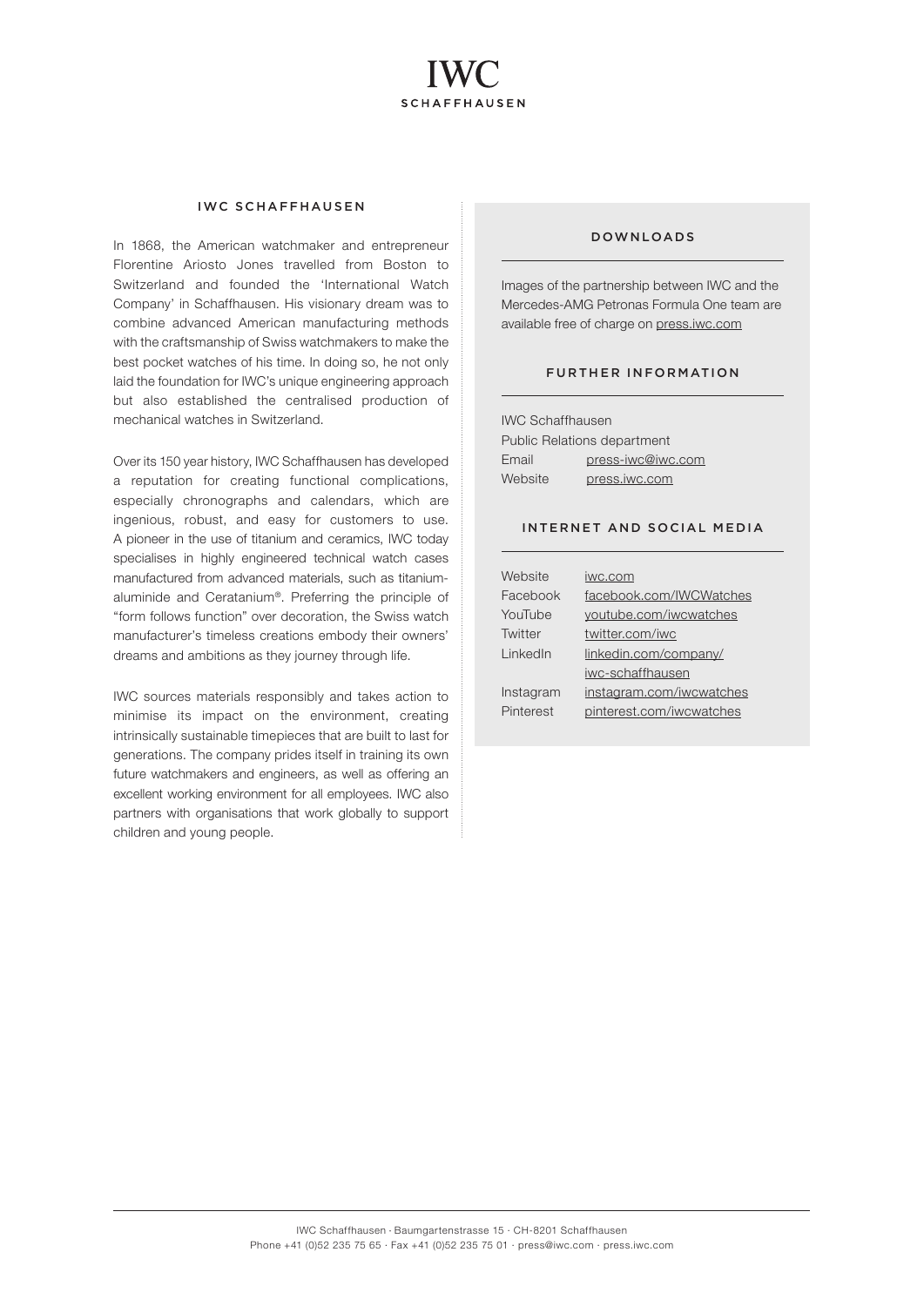## IWC SCHAFFHAUSEN

In 1868, the American watchmaker and entrepreneur Florentine Ariosto Jones travelled from Boston to Switzerland and founded the 'International Watch Company' in Schaffhausen. His visionary dream was to combine advanced American manufacturing methods with the craftsmanship of Swiss watchmakers to make the best pocket watches of his time. In doing so, he not only laid the foundation for IWC's unique engineering approach but also established the centralised production of mechanical watches in Switzerland.

Over its 150 year history, IWC Schaffhausen has developed a reputation for creating functional complications, especially chronographs and calendars, which are ingenious, robust, and easy for customers to use. A pioneer in the use of titanium and ceramics, IWC today specialises in highly engineered technical watch cases manufactured from advanced materials, such as titanium-aluminide and Ceratanium®. Preferring the principle of "form follows function" over decoration, the Swiss watch manufacturer's timeless creations embody their owners' dreams and ambitions as they journey through life.

IWC sources materials responsibly and takes action to minimise its impact on the environment, creating intrinsically sustainable timepieces that are built to last for generations. The company prides itself in training its own future watchmakers and engineers, as well as offering an excellent working environment for all employees. IWC also partners with organisations that work globally to support children and young people.

## DOWNLOADS

Images of the partnership between IWC and the Mercedes-AMG Petronas Formula One team are available free of charge on press.iwc.com

## FURTHER INFORMATION

IWC Schaffhausen
Public Relations department

| | |
|---|---|
| Email | press-iwc@iwc.com |
| Website | press.iwc.com |

## INTERNET AND SOCIAL MEDIA

| | |
|---|---|
| Website | iwc.com |
| Facebook | facebook.com/IWCWatches |
| YouTube | youtube.com/iwcwatches |
| Twitter | twitter.com/iwc |
| LinkedIn | linkedin.com/company/iwc-schaffhausen |
| Instagram | instagram.com/iwcwatches |
| Pinterest | pinterest.com/iwcwatches |